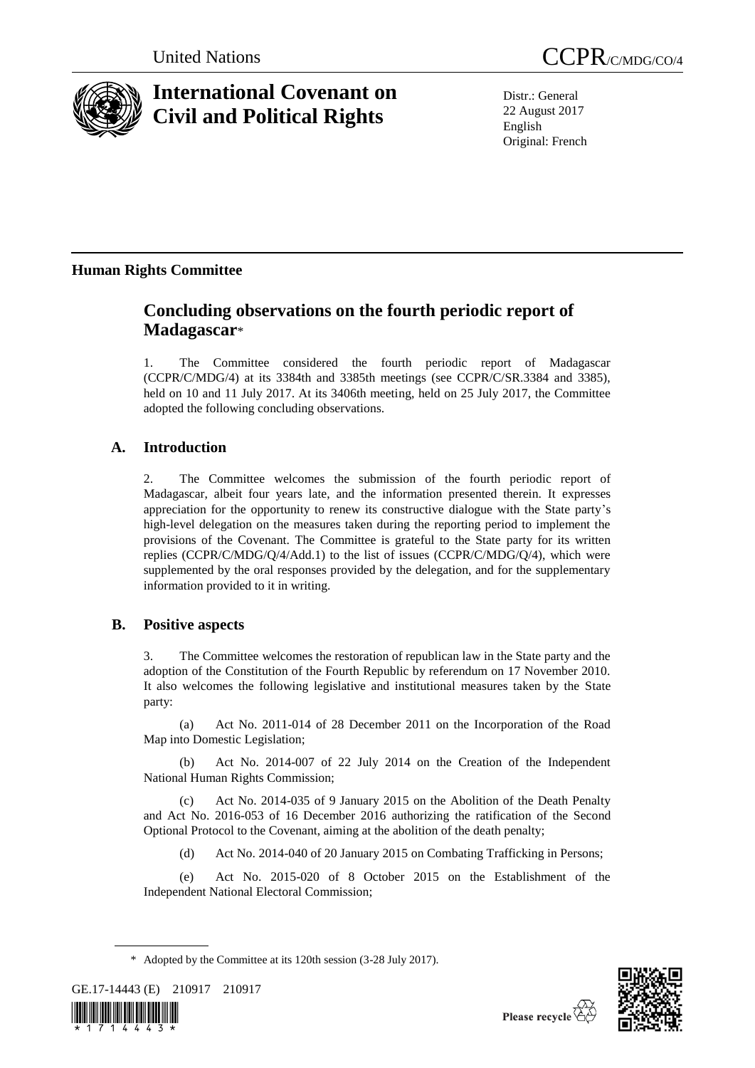# International Covenant on Civil and Political Rights

CCPR/C/MDG/CO/4

Distr.: General
22 August 2017
English
Original: French

## Human Rights Committee

## Concluding observations on the fourth periodic report of Madagascar*

1. The Committee considered the fourth periodic report of Madagascar (CCPR/C/MDG/4) at its 3384th and 3385th meetings (see CCPR/C/SR.3384 and 3385), held on 10 and 11 July 2017. At its 3406th meeting, held on 25 July 2017, the Committee adopted the following concluding observations.

### A. Introduction

2. The Committee welcomes the submission of the fourth periodic report of Madagascar, albeit four years late, and the information presented therein. It expresses appreciation for the opportunity to renew its constructive dialogue with the State party's high-level delegation on the measures taken during the reporting period to implement the provisions of the Covenant. The Committee is grateful to the State party for its written replies (CCPR/C/MDG/Q/4/Add.1) to the list of issues (CCPR/C/MDG/Q/4), which were supplemented by the oral responses provided by the delegation, and for the supplementary information provided to it in writing.

### B. Positive aspects

3. The Committee welcomes the restoration of republican law in the State party and the adoption of the Constitution of the Fourth Republic by referendum on 17 November 2010. It also welcomes the following legislative and institutional measures taken by the State party:

(a) Act No. 2011-014 of 28 December 2011 on the Incorporation of the Road Map into Domestic Legislation;

(b) Act No. 2014-007 of 22 July 2014 on the Creation of the Independent National Human Rights Commission;

(c) Act No. 2014-035 of 9 January 2015 on the Abolition of the Death Penalty and Act No. 2016-053 of 16 December 2016 authorizing the ratification of the Second Optional Protocol to the Covenant, aiming at the abolition of the death penalty;

(d) Act No. 2014-040 of 20 January 2015 on Combating Trafficking in Persons;

(e) Act No. 2015-020 of 8 October 2015 on the Establishment of the Independent National Electoral Commission;

\* Adopted by the Committee at its 120th session (3-28 July 2017).

GE.17-14443 (E) 210917 210917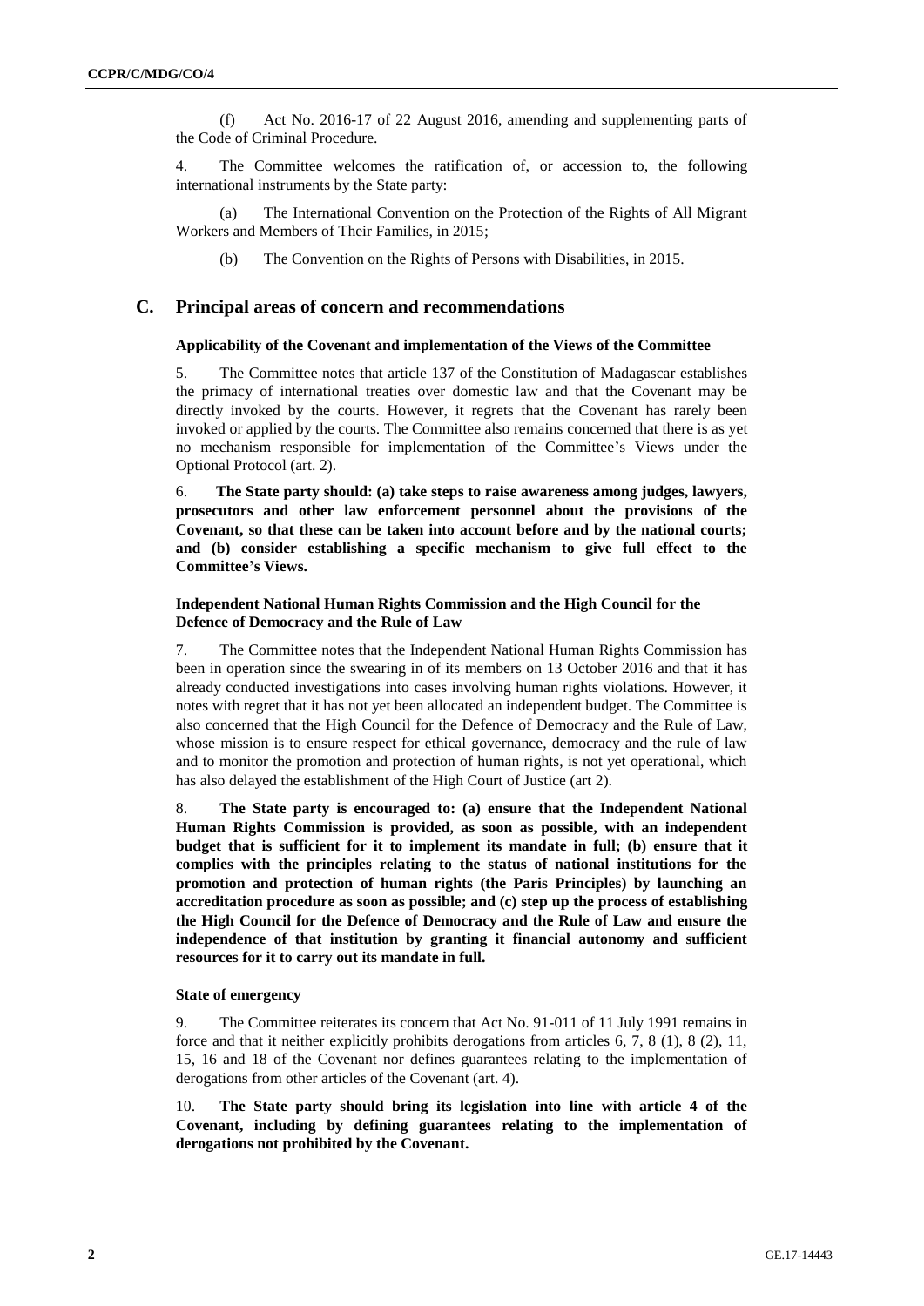(f) Act No. 2016-17 of 22 August 2016, amending and supplementing parts of the Code of Criminal Procedure.

4. The Committee welcomes the ratification of, or accession to, the following international instruments by the State party:

(a) The International Convention on the Protection of the Rights of All Migrant Workers and Members of Their Families, in 2015;

(b) The Convention on the Rights of Persons with Disabilities, in 2015.

## C. Principal areas of concern and recommendations

### Applicability of the Covenant and implementation of the Views of the Committee

5. The Committee notes that article 137 of the Constitution of Madagascar establishes the primacy of international treaties over domestic law and that the Covenant may be directly invoked by the courts. However, it regrets that the Covenant has rarely been invoked or applied by the courts. The Committee also remains concerned that there is as yet no mechanism responsible for implementation of the Committee's Views under the Optional Protocol (art. 2).

6. **The State party should: (a) take steps to raise awareness among judges, lawyers, prosecutors and other law enforcement personnel about the provisions of the Covenant, so that these can be taken into account before and by the national courts; and (b) consider establishing a specific mechanism to give full effect to the Committee's Views.**

### Independent National Human Rights Commission and the High Council for the Defence of Democracy and the Rule of Law

7. The Committee notes that the Independent National Human Rights Commission has been in operation since the swearing in of its members on 13 October 2016 and that it has already conducted investigations into cases involving human rights violations. However, it notes with regret that it has not yet been allocated an independent budget. The Committee is also concerned that the High Council for the Defence of Democracy and the Rule of Law, whose mission is to ensure respect for ethical governance, democracy and the rule of law and to monitor the promotion and protection of human rights, is not yet operational, which has also delayed the establishment of the High Court of Justice (art 2).

8. **The State party is encouraged to: (a) ensure that the Independent National Human Rights Commission is provided, as soon as possible, with an independent budget that is sufficient for it to implement its mandate in full; (b) ensure that it complies with the principles relating to the status of national institutions for the promotion and protection of human rights (the Paris Principles) by launching an accreditation procedure as soon as possible; and (c) step up the process of establishing the High Council for the Defence of Democracy and the Rule of Law and ensure the independence of that institution by granting it financial autonomy and sufficient resources for it to carry out its mandate in full.**

### State of emergency

9. The Committee reiterates its concern that Act No. 91-011 of 11 July 1991 remains in force and that it neither explicitly prohibits derogations from articles 6, 7, 8 (1), 8 (2), 11, 15, 16 and 18 of the Covenant nor defines guarantees relating to the implementation of derogations from other articles of the Covenant (art. 4).

10. **The State party should bring its legislation into line with article 4 of the Covenant, including by defining guarantees relating to the implementation of derogations not prohibited by the Covenant.**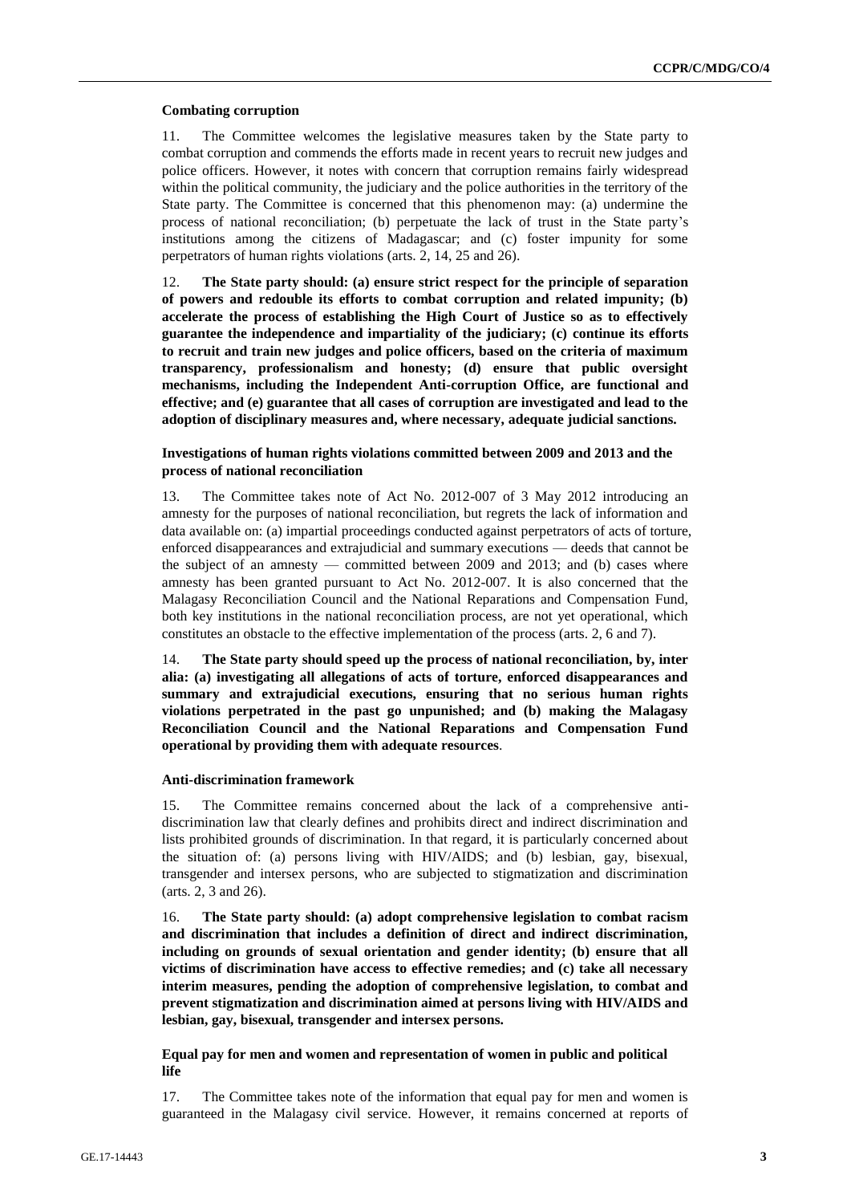### Combating corruption

11. The Committee welcomes the legislative measures taken by the State party to combat corruption and commends the efforts made in recent years to recruit new judges and police officers. However, it notes with concern that corruption remains fairly widespread within the political community, the judiciary and the police authorities in the territory of the State party. The Committee is concerned that this phenomenon may: (a) undermine the process of national reconciliation; (b) perpetuate the lack of trust in the State party's institutions among the citizens of Madagascar; and (c) foster impunity for some perpetrators of human rights violations (arts. 2, 14, 25 and 26).

12. **The State party should: (a) ensure strict respect for the principle of separation of powers and redouble its efforts to combat corruption and related impunity; (b) accelerate the process of establishing the High Court of Justice so as to effectively guarantee the independence and impartiality of the judiciary; (c) continue its efforts to recruit and train new judges and police officers, based on the criteria of maximum transparency, professionalism and honesty; (d) ensure that public oversight mechanisms, including the Independent Anti-corruption Office, are functional and effective; and (e) guarantee that all cases of corruption are investigated and lead to the adoption of disciplinary measures and, where necessary, adequate judicial sanctions.**

### Investigations of human rights violations committed between 2009 and 2013 and the process of national reconciliation

13. The Committee takes note of Act No. 2012-007 of 3 May 2012 introducing an amnesty for the purposes of national reconciliation, but regrets the lack of information and data available on: (a) impartial proceedings conducted against perpetrators of acts of torture, enforced disappearances and extrajudicial and summary executions — deeds that cannot be the subject of an amnesty — committed between 2009 and 2013; and (b) cases where amnesty has been granted pursuant to Act No. 2012-007. It is also concerned that the Malagasy Reconciliation Council and the National Reparations and Compensation Fund, both key institutions in the national reconciliation process, are not yet operational, which constitutes an obstacle to the effective implementation of the process (arts. 2, 6 and 7).

14. **The State party should speed up the process of national reconciliation, by, inter alia: (a) investigating all allegations of acts of torture, enforced disappearances and summary and extrajudicial executions, ensuring that no serious human rights violations perpetrated in the past go unpunished; and (b) making the Malagasy Reconciliation Council and the National Reparations and Compensation Fund operational by providing them with adequate resources**.

### Anti-discrimination framework

15. The Committee remains concerned about the lack of a comprehensive anti-discrimination law that clearly defines and prohibits direct and indirect discrimination and lists prohibited grounds of discrimination. In that regard, it is particularly concerned about the situation of: (a) persons living with HIV/AIDS; and (b) lesbian, gay, bisexual, transgender and intersex persons, who are subjected to stigmatization and discrimination (arts. 2, 3 and 26).

16. **The State party should: (a) adopt comprehensive legislation to combat racism and discrimination that includes a definition of direct and indirect discrimination, including on grounds of sexual orientation and gender identity; (b) ensure that all victims of discrimination have access to effective remedies; and (c) take all necessary interim measures, pending the adoption of comprehensive legislation, to combat and prevent stigmatization and discrimination aimed at persons living with HIV/AIDS and lesbian, gay, bisexual, transgender and intersex persons.**

### Equal pay for men and women and representation of women in public and political life

17. The Committee takes note of the information that equal pay for men and women is guaranteed in the Malagasy civil service. However, it remains concerned at reports of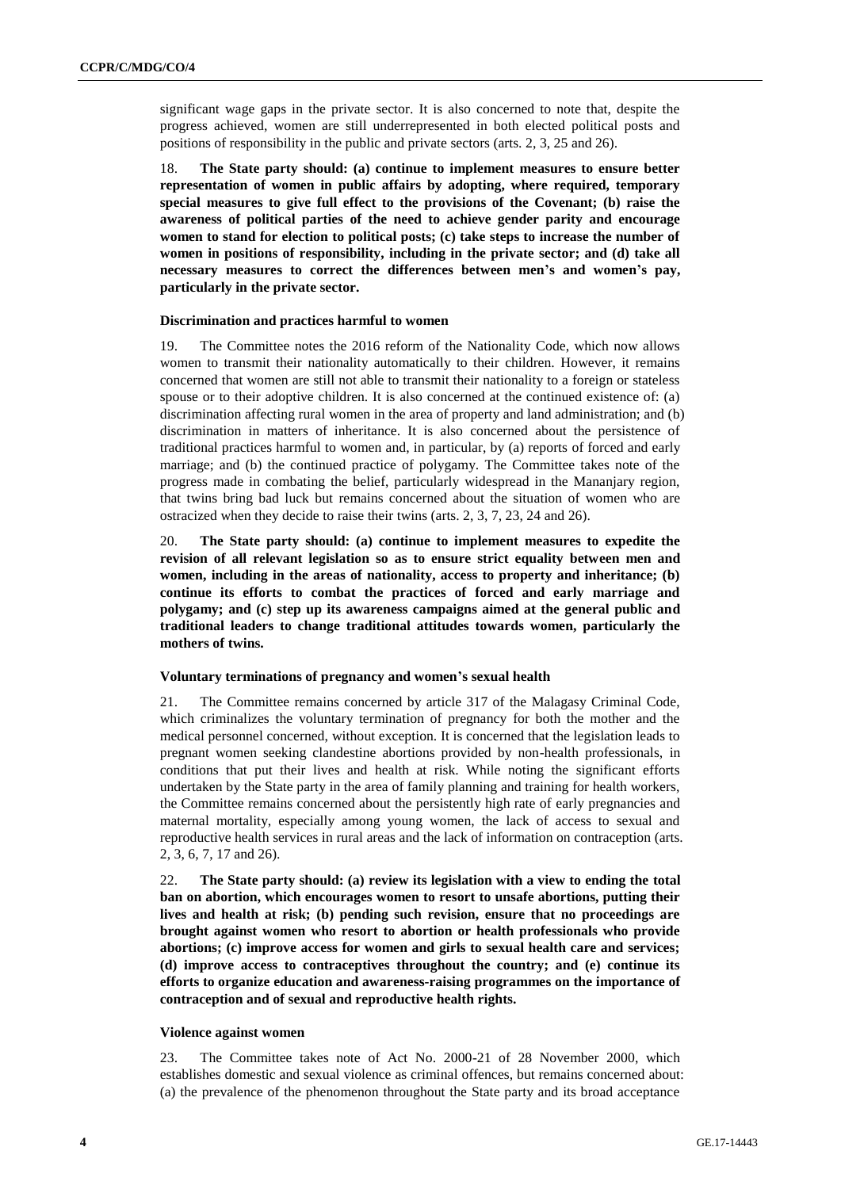significant wage gaps in the private sector. It is also concerned to note that, despite the progress achieved, women are still underrepresented in both elected political posts and positions of responsibility in the public and private sectors (arts. 2, 3, 25 and 26).

18. **The State party should: (a) continue to implement measures to ensure better representation of women in public affairs by adopting, where required, temporary special measures to give full effect to the provisions of the Covenant; (b) raise the awareness of political parties of the need to achieve gender parity and encourage women to stand for election to political posts; (c) take steps to increase the number of women in positions of responsibility, including in the private sector; and (d) take all necessary measures to correct the differences between men's and women's pay, particularly in the private sector.**

### Discrimination and practices harmful to women

19. The Committee notes the 2016 reform of the Nationality Code, which now allows women to transmit their nationality automatically to their children. However, it remains concerned that women are still not able to transmit their nationality to a foreign or stateless spouse or to their adoptive children. It is also concerned at the continued existence of: (a) discrimination affecting rural women in the area of property and land administration; and (b) discrimination in matters of inheritance. It is also concerned about the persistence of traditional practices harmful to women and, in particular, by (a) reports of forced and early marriage; and (b) the continued practice of polygamy. The Committee takes note of the progress made in combating the belief, particularly widespread in the Mananjary region, that twins bring bad luck but remains concerned about the situation of women who are ostracized when they decide to raise their twins (arts. 2, 3, 7, 23, 24 and 26).

20. **The State party should: (a) continue to implement measures to expedite the revision of all relevant legislation so as to ensure strict equality between men and women, including in the areas of nationality, access to property and inheritance; (b) continue its efforts to combat the practices of forced and early marriage and polygamy; and (c) step up its awareness campaigns aimed at the general public and traditional leaders to change traditional attitudes towards women, particularly the mothers of twins.**

### Voluntary terminations of pregnancy and women's sexual health

21. The Committee remains concerned by article 317 of the Malagasy Criminal Code, which criminalizes the voluntary termination of pregnancy for both the mother and the medical personnel concerned, without exception. It is concerned that the legislation leads to pregnant women seeking clandestine abortions provided by non-health professionals, in conditions that put their lives and health at risk. While noting the significant efforts undertaken by the State party in the area of family planning and training for health workers, the Committee remains concerned about the persistently high rate of early pregnancies and maternal mortality, especially among young women, the lack of access to sexual and reproductive health services in rural areas and the lack of information on contraception (arts. 2, 3, 6, 7, 17 and 26).

22. **The State party should: (a) review its legislation with a view to ending the total ban on abortion, which encourages women to resort to unsafe abortions, putting their lives and health at risk; (b) pending such revision, ensure that no proceedings are brought against women who resort to abortion or health professionals who provide abortions; (c) improve access for women and girls to sexual health care and services; (d) improve access to contraceptives throughout the country; and (e) continue its efforts to organize education and awareness-raising programmes on the importance of contraception and of sexual and reproductive health rights.**

### Violence against women

23. The Committee takes note of Act No. 2000-21 of 28 November 2000, which establishes domestic and sexual violence as criminal offences, but remains concerned about: (a) the prevalence of the phenomenon throughout the State party and its broad acceptance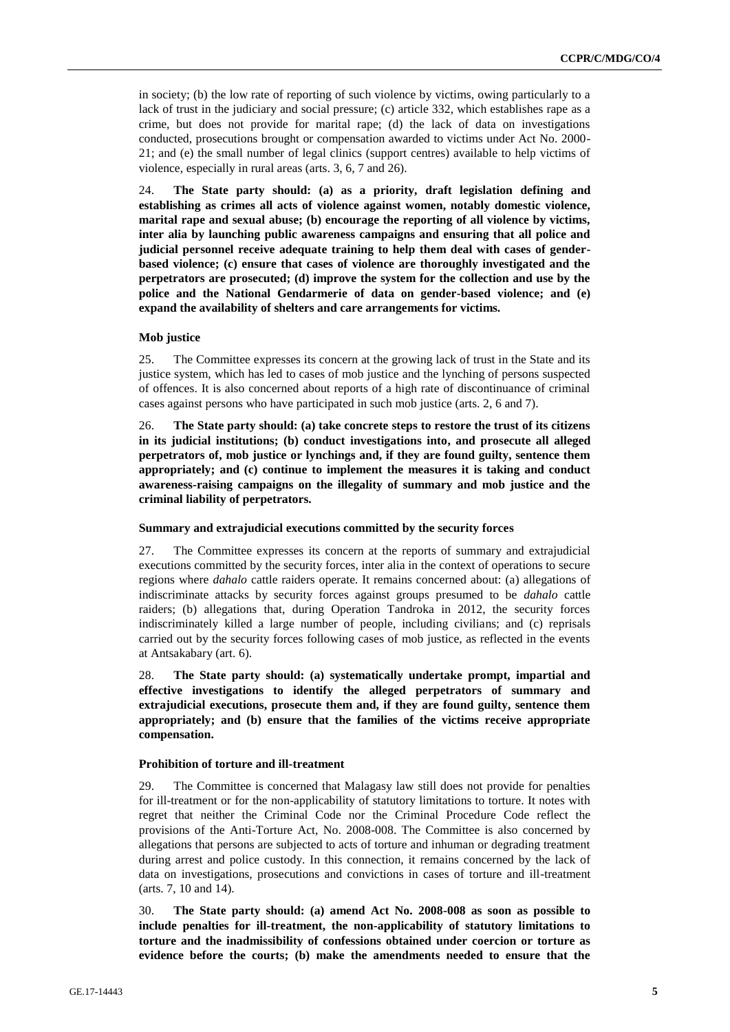in society; (b) the low rate of reporting of such violence by victims, owing particularly to a lack of trust in the judiciary and social pressure; (c) article 332, which establishes rape as a crime, but does not provide for marital rape; (d) the lack of data on investigations conducted, prosecutions brought or compensation awarded to victims under Act No. 2000-21; and (e) the small number of legal clinics (support centres) available to help victims of violence, especially in rural areas (arts. 3, 6, 7 and 26).

24. **The State party should: (a) as a priority, draft legislation defining and establishing as crimes all acts of violence against women, notably domestic violence, marital rape and sexual abuse; (b) encourage the reporting of all violence by victims, inter alia by launching public awareness campaigns and ensuring that all police and judicial personnel receive adequate training to help them deal with cases of gender-based violence; (c) ensure that cases of violence are thoroughly investigated and the perpetrators are prosecuted; (d) improve the system for the collection and use by the police and the National Gendarmerie of data on gender-based violence; and (e) expand the availability of shelters and care arrangements for victims.**

#### Mob justice

25. The Committee expresses its concern at the growing lack of trust in the State and its justice system, which has led to cases of mob justice and the lynching of persons suspected of offences. It is also concerned about reports of a high rate of discontinuance of criminal cases against persons who have participated in such mob justice (arts. 2, 6 and 7).

26. **The State party should: (a) take concrete steps to restore the trust of its citizens in its judicial institutions; (b) conduct investigations into, and prosecute all alleged perpetrators of, mob justice or lynchings and, if they are found guilty, sentence them appropriately; and (c) continue to implement the measures it is taking and conduct awareness-raising campaigns on the illegality of summary and mob justice and the criminal liability of perpetrators.**

#### Summary and extrajudicial executions committed by the security forces

27. The Committee expresses its concern at the reports of summary and extrajudicial executions committed by the security forces, inter alia in the context of operations to secure regions where *dahalo* cattle raiders operate. It remains concerned about: (a) allegations of indiscriminate attacks by security forces against groups presumed to be *dahalo* cattle raiders; (b) allegations that, during Operation Tandroka in 2012, the security forces indiscriminately killed a large number of people, including civilians; and (c) reprisals carried out by the security forces following cases of mob justice, as reflected in the events at Antsakabary (art. 6).

28. **The State party should: (a) systematically undertake prompt, impartial and effective investigations to identify the alleged perpetrators of summary and extrajudicial executions, prosecute them and, if they are found guilty, sentence them appropriately; and (b) ensure that the families of the victims receive appropriate compensation.**

#### Prohibition of torture and ill-treatment

29. The Committee is concerned that Malagasy law still does not provide for penalties for ill-treatment or for the non-applicability of statutory limitations to torture. It notes with regret that neither the Criminal Code nor the Criminal Procedure Code reflect the provisions of the Anti-Torture Act, No. 2008-008. The Committee is also concerned by allegations that persons are subjected to acts of torture and inhuman or degrading treatment during arrest and police custody. In this connection, it remains concerned by the lack of data on investigations, prosecutions and convictions in cases of torture and ill-treatment (arts. 7, 10 and 14).

30. **The State party should: (a) amend Act No. 2008-008 as soon as possible to include penalties for ill-treatment, the non-applicability of statutory limitations to torture and the inadmissibility of confessions obtained under coercion or torture as evidence before the courts; (b) make the amendments needed to ensure that the**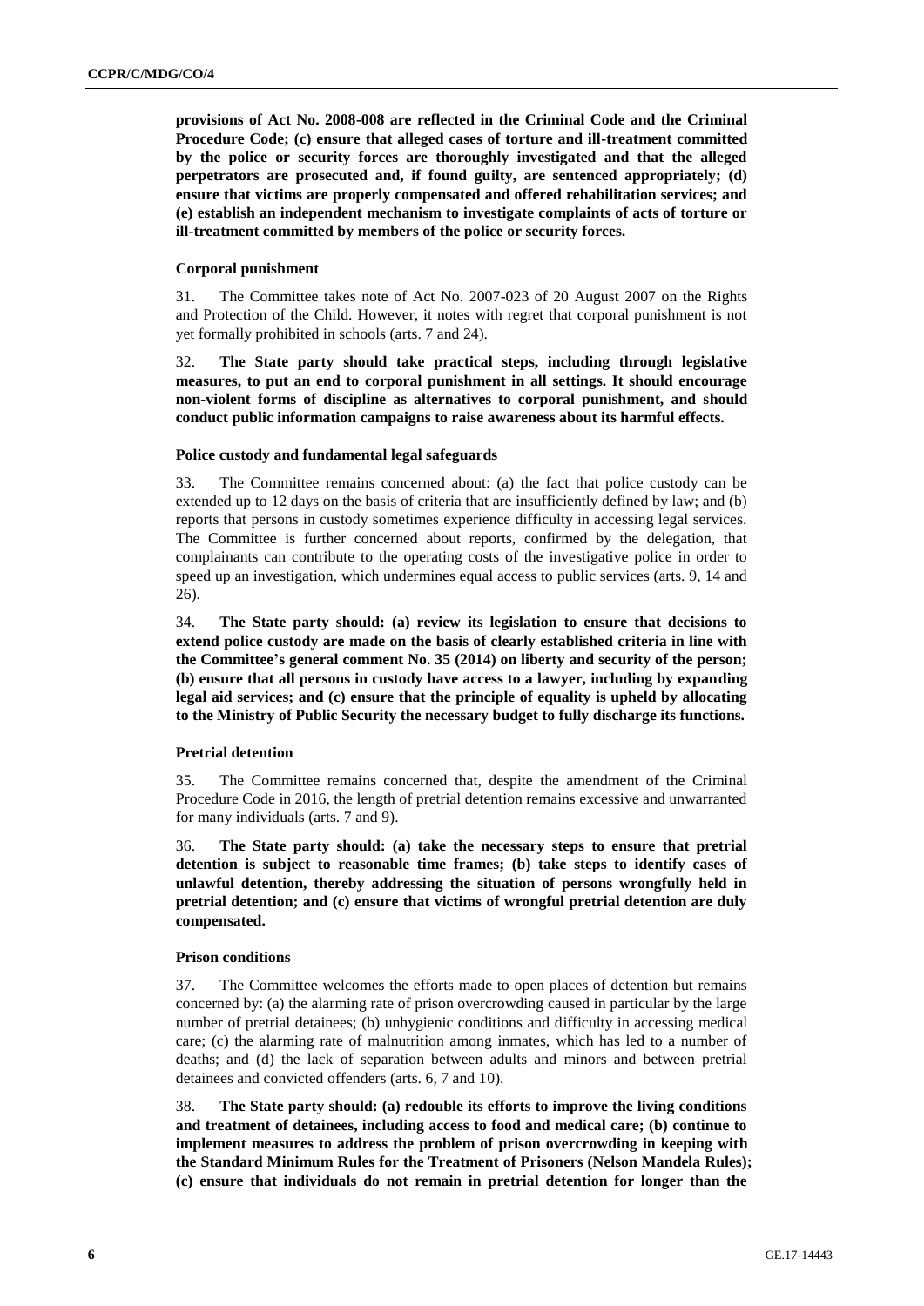**provisions of Act No. 2008-008 are reflected in the Criminal Code and the Criminal Procedure Code; (c) ensure that alleged cases of torture and ill-treatment committed by the police or security forces are thoroughly investigated and that the alleged perpetrators are prosecuted and, if found guilty, are sentenced appropriately; (d) ensure that victims are properly compensated and offered rehabilitation services; and (e) establish an independent mechanism to investigate complaints of acts of torture or ill-treatment committed by members of the police or security forces.**

#### Corporal punishment

31. The Committee takes note of Act No. 2007-023 of 20 August 2007 on the Rights and Protection of the Child. However, it notes with regret that corporal punishment is not yet formally prohibited in schools (arts. 7 and 24).

32. **The State party should take practical steps, including through legislative measures, to put an end to corporal punishment in all settings. It should encourage non-violent forms of discipline as alternatives to corporal punishment, and should conduct public information campaigns to raise awareness about its harmful effects.**

#### Police custody and fundamental legal safeguards

33. The Committee remains concerned about: (a) the fact that police custody can be extended up to 12 days on the basis of criteria that are insufficiently defined by law; and (b) reports that persons in custody sometimes experience difficulty in accessing legal services. The Committee is further concerned about reports, confirmed by the delegation, that complainants can contribute to the operating costs of the investigative police in order to speed up an investigation, which undermines equal access to public services (arts. 9, 14 and 26).

34. **The State party should: (a) review its legislation to ensure that decisions to extend police custody are made on the basis of clearly established criteria in line with the Committee's general comment No. 35 (2014) on liberty and security of the person; (b) ensure that all persons in custody have access to a lawyer, including by expanding legal aid services; and (c) ensure that the principle of equality is upheld by allocating to the Ministry of Public Security the necessary budget to fully discharge its functions.**

#### Pretrial detention

35. The Committee remains concerned that, despite the amendment of the Criminal Procedure Code in 2016, the length of pretrial detention remains excessive and unwarranted for many individuals (arts. 7 and 9).

36. **The State party should: (a) take the necessary steps to ensure that pretrial detention is subject to reasonable time frames; (b) take steps to identify cases of unlawful detention, thereby addressing the situation of persons wrongfully held in pretrial detention; and (c) ensure that victims of wrongful pretrial detention are duly compensated.**

#### Prison conditions

37. The Committee welcomes the efforts made to open places of detention but remains concerned by: (a) the alarming rate of prison overcrowding caused in particular by the large number of pretrial detainees; (b) unhygienic conditions and difficulty in accessing medical care; (c) the alarming rate of malnutrition among inmates, which has led to a number of deaths; and (d) the lack of separation between adults and minors and between pretrial detainees and convicted offenders (arts. 6, 7 and 10).

38. **The State party should: (a) redouble its efforts to improve the living conditions and treatment of detainees, including access to food and medical care; (b) continue to implement measures to address the problem of prison overcrowding in keeping with the Standard Minimum Rules for the Treatment of Prisoners (Nelson Mandela Rules); (c) ensure that individuals do not remain in pretrial detention for longer than the**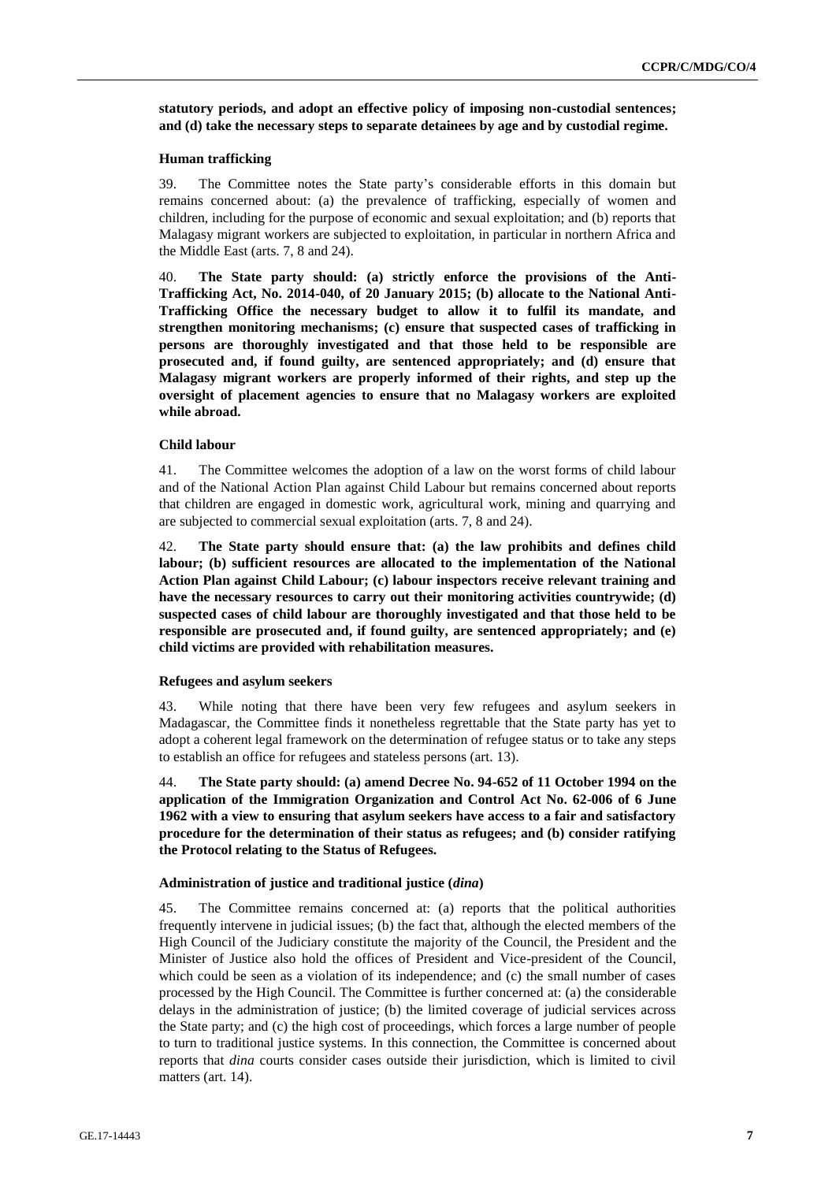**statutory periods, and adopt an effective policy of imposing non-custodial sentences; and (d) take the necessary steps to separate detainees by age and by custodial regime.**

### Human trafficking

39. The Committee notes the State party's considerable efforts in this domain but remains concerned about: (a) the prevalence of trafficking, especially of women and children, including for the purpose of economic and sexual exploitation; and (b) reports that Malagasy migrant workers are subjected to exploitation, in particular in northern Africa and the Middle East (arts. 7, 8 and 24).

40. **The State party should: (a) strictly enforce the provisions of the Anti-Trafficking Act, No. 2014-040, of 20 January 2015; (b) allocate to the National Anti-Trafficking Office the necessary budget to allow it to fulfil its mandate, and strengthen monitoring mechanisms; (c) ensure that suspected cases of trafficking in persons are thoroughly investigated and that those held to be responsible are prosecuted and, if found guilty, are sentenced appropriately; and (d) ensure that Malagasy migrant workers are properly informed of their rights, and step up the oversight of placement agencies to ensure that no Malagasy workers are exploited while abroad.**

### Child labour

41. The Committee welcomes the adoption of a law on the worst forms of child labour and of the National Action Plan against Child Labour but remains concerned about reports that children are engaged in domestic work, agricultural work, mining and quarrying and are subjected to commercial sexual exploitation (arts. 7, 8 and 24).

42. **The State party should ensure that: (a) the law prohibits and defines child labour; (b) sufficient resources are allocated to the implementation of the National Action Plan against Child Labour; (c) labour inspectors receive relevant training and have the necessary resources to carry out their monitoring activities countrywide; (d) suspected cases of child labour are thoroughly investigated and that those held to be responsible are prosecuted and, if found guilty, are sentenced appropriately; and (e) child victims are provided with rehabilitation measures.**

### Refugees and asylum seekers

43. While noting that there have been very few refugees and asylum seekers in Madagascar, the Committee finds it nonetheless regrettable that the State party has yet to adopt a coherent legal framework on the determination of refugee status or to take any steps to establish an office for refugees and stateless persons (art. 13).

44. **The State party should: (a) amend Decree No. 94-652 of 11 October 1994 on the application of the Immigration Organization and Control Act No. 62-006 of 6 June 1962 with a view to ensuring that asylum seekers have access to a fair and satisfactory procedure for the determination of their status as refugees; and (b) consider ratifying the Protocol relating to the Status of Refugees.**

### Administration of justice and traditional justice (*dina*)

45. The Committee remains concerned at: (a) reports that the political authorities frequently intervene in judicial issues; (b) the fact that, although the elected members of the High Council of the Judiciary constitute the majority of the Council, the President and the Minister of Justice also hold the offices of President and Vice-president of the Council, which could be seen as a violation of its independence; and (c) the small number of cases processed by the High Council. The Committee is further concerned at: (a) the considerable delays in the administration of justice; (b) the limited coverage of judicial services across the State party; and (c) the high cost of proceedings, which forces a large number of people to turn to traditional justice systems. In this connection, the Committee is concerned about reports that *dina* courts consider cases outside their jurisdiction, which is limited to civil matters (art. 14).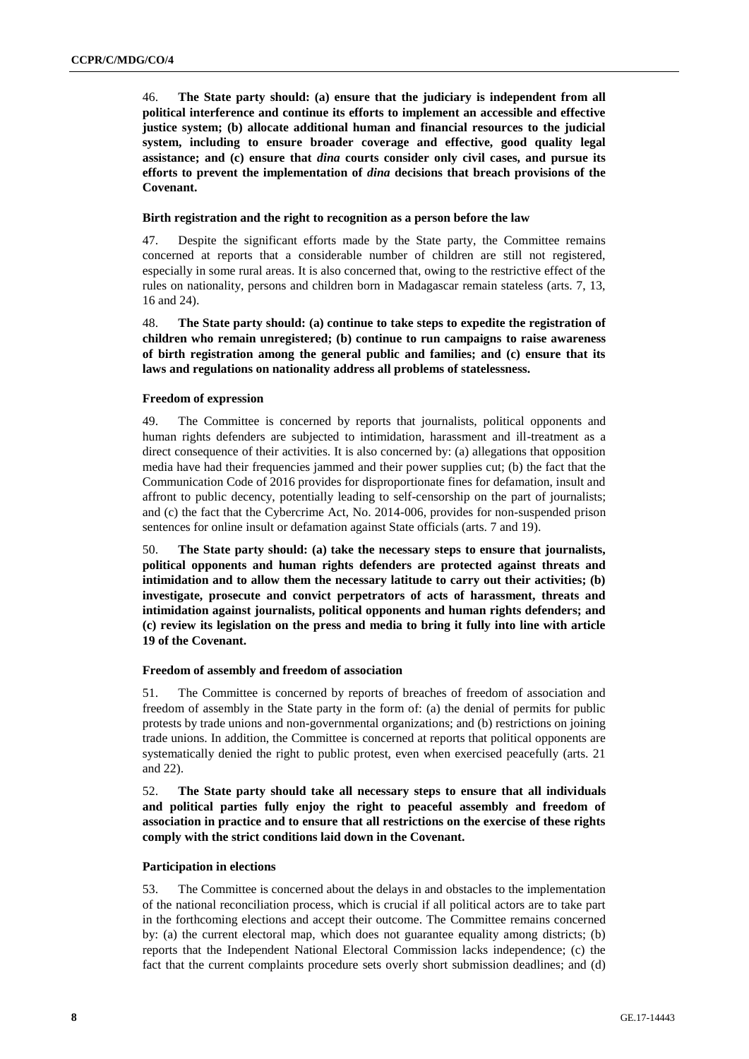46. **The State party should: (a) ensure that the judiciary is independent from all political interference and continue its efforts to implement an accessible and effective justice system; (b) allocate additional human and financial resources to the judicial system, including to ensure broader coverage and effective, good quality legal assistance; and (c) ensure that *dina* courts consider only civil cases, and pursue its efforts to prevent the implementation of *dina* decisions that breach provisions of the Covenant.**

#### Birth registration and the right to recognition as a person before the law

47. Despite the significant efforts made by the State party, the Committee remains concerned at reports that a considerable number of children are still not registered, especially in some rural areas. It is also concerned that, owing to the restrictive effect of the rules on nationality, persons and children born in Madagascar remain stateless (arts. 7, 13, 16 and 24).

48. **The State party should: (a) continue to take steps to expedite the registration of children who remain unregistered; (b) continue to run campaigns to raise awareness of birth registration among the general public and families; and (c) ensure that its laws and regulations on nationality address all problems of statelessness.**

#### Freedom of expression

49. The Committee is concerned by reports that journalists, political opponents and human rights defenders are subjected to intimidation, harassment and ill-treatment as a direct consequence of their activities. It is also concerned by: (a) allegations that opposition media have had their frequencies jammed and their power supplies cut; (b) the fact that the Communication Code of 2016 provides for disproportionate fines for defamation, insult and affront to public decency, potentially leading to self-censorship on the part of journalists; and (c) the fact that the Cybercrime Act, No. 2014-006, provides for non-suspended prison sentences for online insult or defamation against State officials (arts. 7 and 19).

50. **The State party should: (a) take the necessary steps to ensure that journalists, political opponents and human rights defenders are protected against threats and intimidation and to allow them the necessary latitude to carry out their activities; (b) investigate, prosecute and convict perpetrators of acts of harassment, threats and intimidation against journalists, political opponents and human rights defenders; and (c) review its legislation on the press and media to bring it fully into line with article 19 of the Covenant.**

#### Freedom of assembly and freedom of association

51. The Committee is concerned by reports of breaches of freedom of association and freedom of assembly in the State party in the form of: (a) the denial of permits for public protests by trade unions and non-governmental organizations; and (b) restrictions on joining trade unions. In addition, the Committee is concerned at reports that political opponents are systematically denied the right to public protest, even when exercised peacefully (arts. 21 and 22).

52. **The State party should take all necessary steps to ensure that all individuals and political parties fully enjoy the right to peaceful assembly and freedom of association in practice and to ensure that all restrictions on the exercise of these rights comply with the strict conditions laid down in the Covenant.**

#### Participation in elections

53. The Committee is concerned about the delays in and obstacles to the implementation of the national reconciliation process, which is crucial if all political actors are to take part in the forthcoming elections and accept their outcome. The Committee remains concerned by: (a) the current electoral map, which does not guarantee equality among districts; (b) reports that the Independent National Electoral Commission lacks independence; (c) the fact that the current complaints procedure sets overly short submission deadlines; and (d)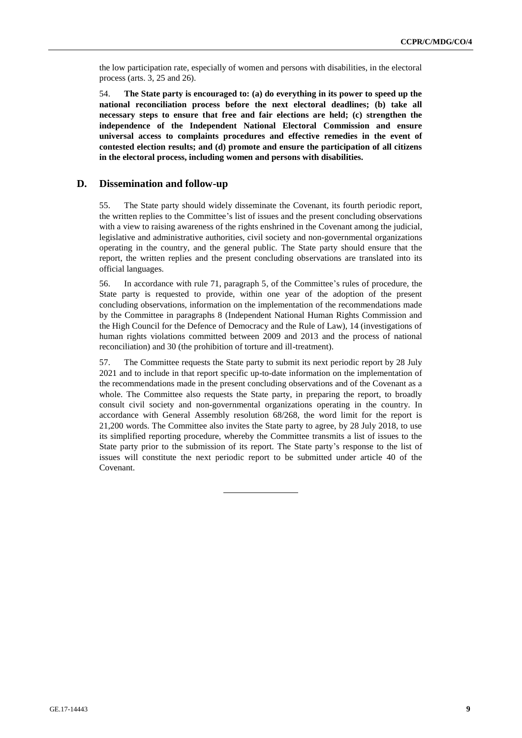the low participation rate, especially of women and persons with disabilities, in the electoral process (arts. 3, 25 and 26).

54. **The State party is encouraged to: (a) do everything in its power to speed up the national reconciliation process before the next electoral deadlines; (b) take all necessary steps to ensure that free and fair elections are held; (c) strengthen the independence of the Independent National Electoral Commission and ensure universal access to complaints procedures and effective remedies in the event of contested election results; and (d) promote and ensure the participation of all citizens in the electoral process, including women and persons with disabilities.**

## D. Dissemination and follow-up

55. The State party should widely disseminate the Covenant, its fourth periodic report, the written replies to the Committee's list of issues and the present concluding observations with a view to raising awareness of the rights enshrined in the Covenant among the judicial, legislative and administrative authorities, civil society and non-governmental organizations operating in the country, and the general public. The State party should ensure that the report, the written replies and the present concluding observations are translated into its official languages.

56. In accordance with rule 71, paragraph 5, of the Committee's rules of procedure, the State party is requested to provide, within one year of the adoption of the present concluding observations, information on the implementation of the recommendations made by the Committee in paragraphs 8 (Independent National Human Rights Commission and the High Council for the Defence of Democracy and the Rule of Law), 14 (investigations of human rights violations committed between 2009 and 2013 and the process of national reconciliation) and 30 (the prohibition of torture and ill-treatment).

57. The Committee requests the State party to submit its next periodic report by 28 July 2021 and to include in that report specific up-to-date information on the implementation of the recommendations made in the present concluding observations and of the Covenant as a whole. The Committee also requests the State party, in preparing the report, to broadly consult civil society and non-governmental organizations operating in the country. In accordance with General Assembly resolution 68/268, the word limit for the report is 21,200 words. The Committee also invites the State party to agree, by 28 July 2018, to use its simplified reporting procedure, whereby the Committee transmits a list of issues to the State party prior to the submission of its report. The State party's response to the list of issues will constitute the next periodic report to be submitted under article 40 of the Covenant.